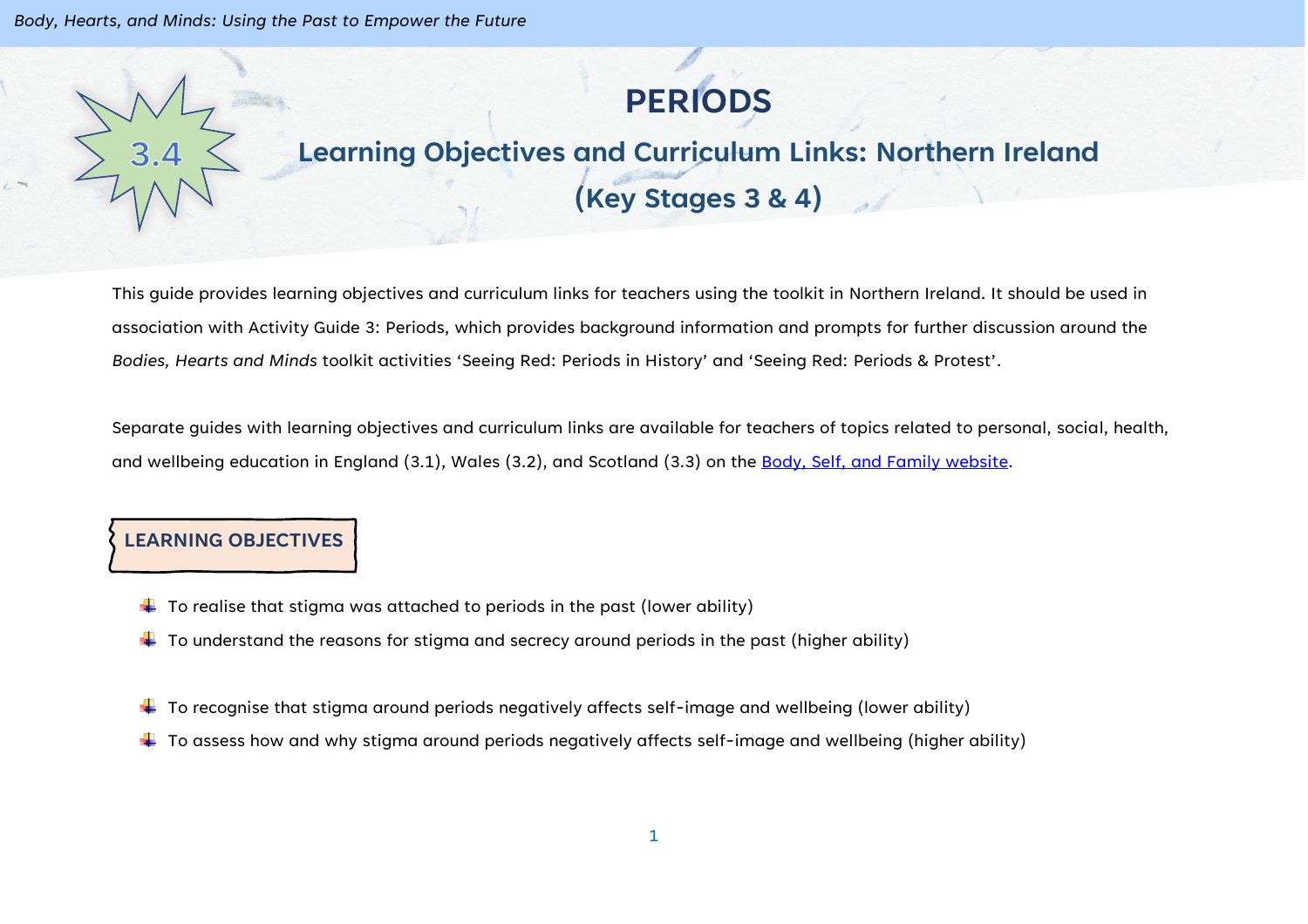# PERIODS

## Learning Objectives and Curriculum Links: Northern Ireland (Key Stages 3 & 4)

3.4

This guide provides learning objectives and curriculum links for teachers using the toolkit in Northern Ireland. It should be used in association with Activity Guide 3: Periods, which provides background information and prompts for further discussion around the *Bodies, Hearts and Minds* toolkit activities 'Seeing Red: Periods in History' and 'Seeing Red: Periods & Protest'.

Separate guides with learning objectives and curriculum links are available for teachers of topics related to personal, social, health, and wellbeing education in England (3.1), Wales (3.2), and Scotland (3.3) on the [Body, Self, and Family website](#).

### LEARNING OBJECTIVES

- To realise that stigma was attached to periods in the past (lower ability)
- To understand the reasons for stigma and secrecy around periods in the past (higher ability)

- To recognise that stigma around periods negatively affects self-image and wellbeing (lower ability)
- To assess how and why stigma around periods negatively affects self-image and wellbeing (higher ability)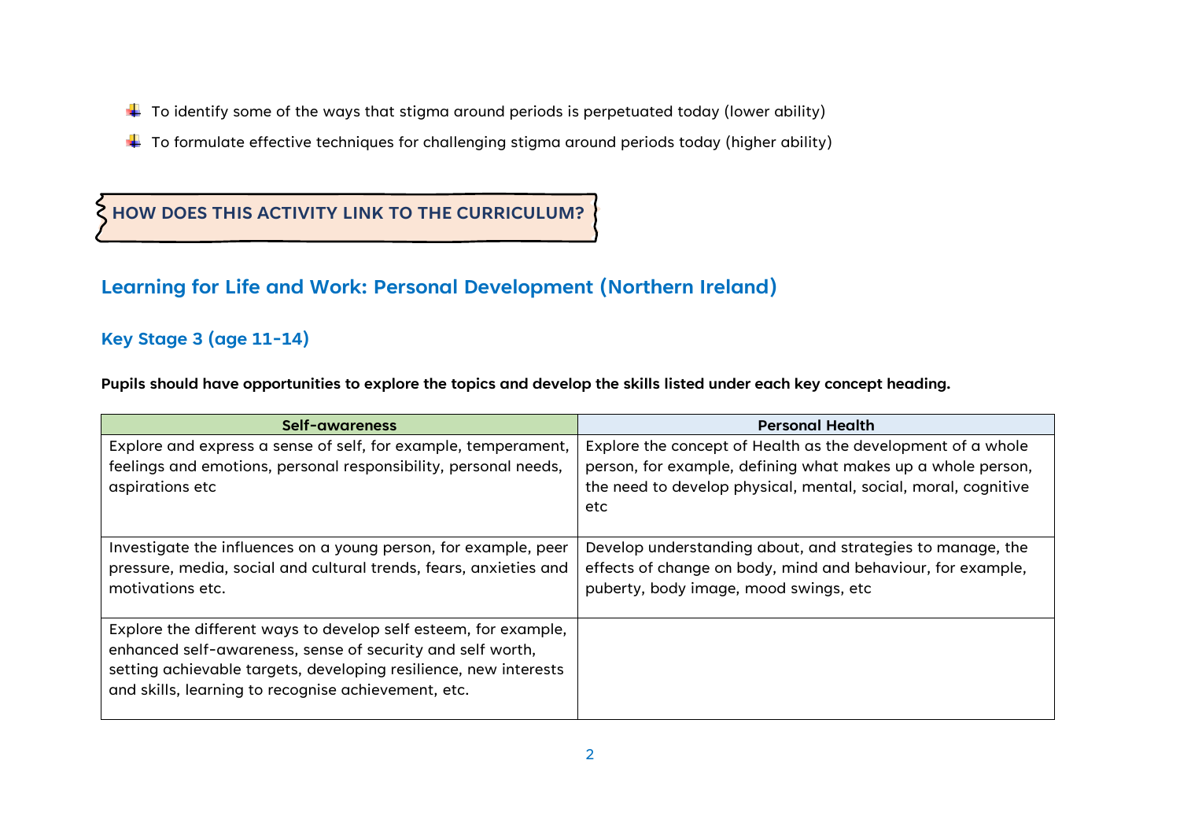- To identify some of the ways that stigma around periods is perpetuated today (lower ability)
- To formulate effective techniques for challenging stigma around periods today (higher ability)

## HOW DOES THIS ACTIVITY LINK TO THE CURRICULUM?

## Learning for Life and Work: Personal Development (Northern Ireland)

### Key Stage 3 (age 11-14)

**Pupils should have opportunities to explore the topics and develop the skills listed under each key concept heading.**

| Self-awareness | Personal Health |
|---|---|
| Explore and express a sense of self, for example, temperament, feelings and emotions, personal responsibility, personal needs, aspirations etc | Explore the concept of Health as the development of a whole person, for example, defining what makes up a whole person, the need to develop physical, mental, social, moral, cognitive etc |
| Investigate the influences on a young person, for example, peer pressure, media, social and cultural trends, fears, anxieties and motivations etc. | Develop understanding about, and strategies to manage, the effects of change on body, mind and behaviour, for example, puberty, body image, mood swings, etc |
| Explore the different ways to develop self esteem, for example, enhanced self-awareness, sense of security and self worth, setting achievable targets, developing resilience, new interests and skills, learning to recognise achievement, etc. | |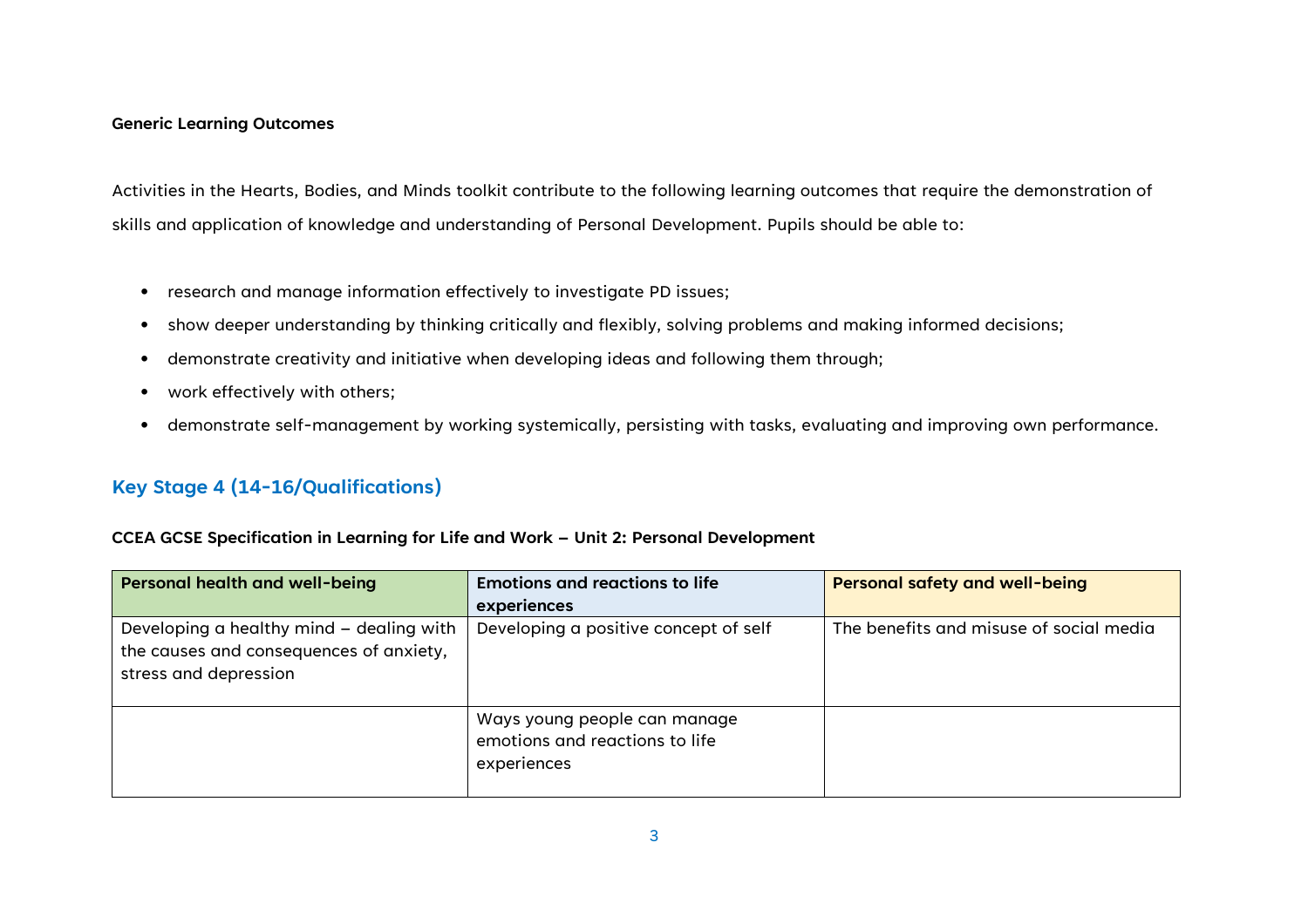**Generic Learning Outcomes**

Activities in the Hearts, Bodies, and Minds toolkit contribute to the following learning outcomes that require the demonstration of skills and application of knowledge and understanding of Personal Development. Pupils should be able to:

- research and manage information effectively to investigate PD issues;
- show deeper understanding by thinking critically and flexibly, solving problems and making informed decisions;
- demonstrate creativity and initiative when developing ideas and following them through;
- work effectively with others;
- demonstrate self-management by working systemically, persisting with tasks, evaluating and improving own performance.

## Key Stage 4 (14-16/Qualifications)

**CCEA GCSE Specification in Learning for Life and Work – Unit 2: Personal Development**

| Personal health and well-being | Emotions and reactions to life experiences | Personal safety and well-being |
| --- | --- | --- |
| Developing a healthy mind – dealing with the causes and consequences of anxiety, stress and depression | Developing a positive concept of self | The benefits and misuse of social media |
| | Ways young people can manage emotions and reactions to life experiences | |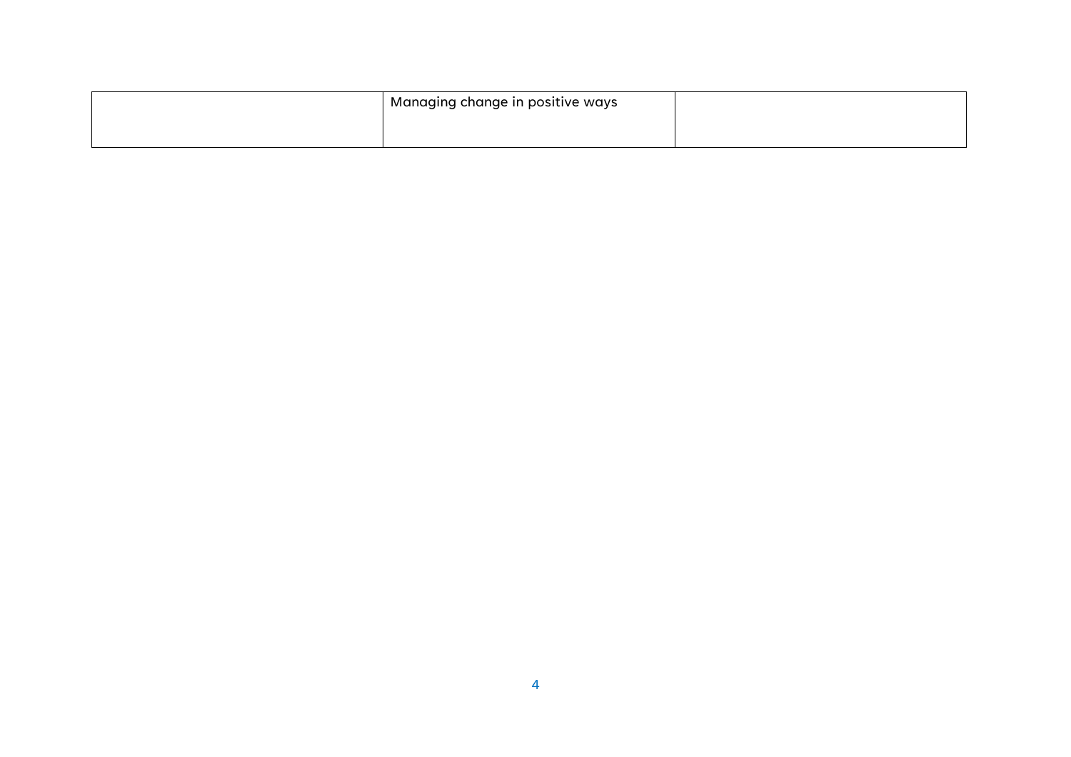| | | |
|---|---|---|
| | Managing change in positive ways | |